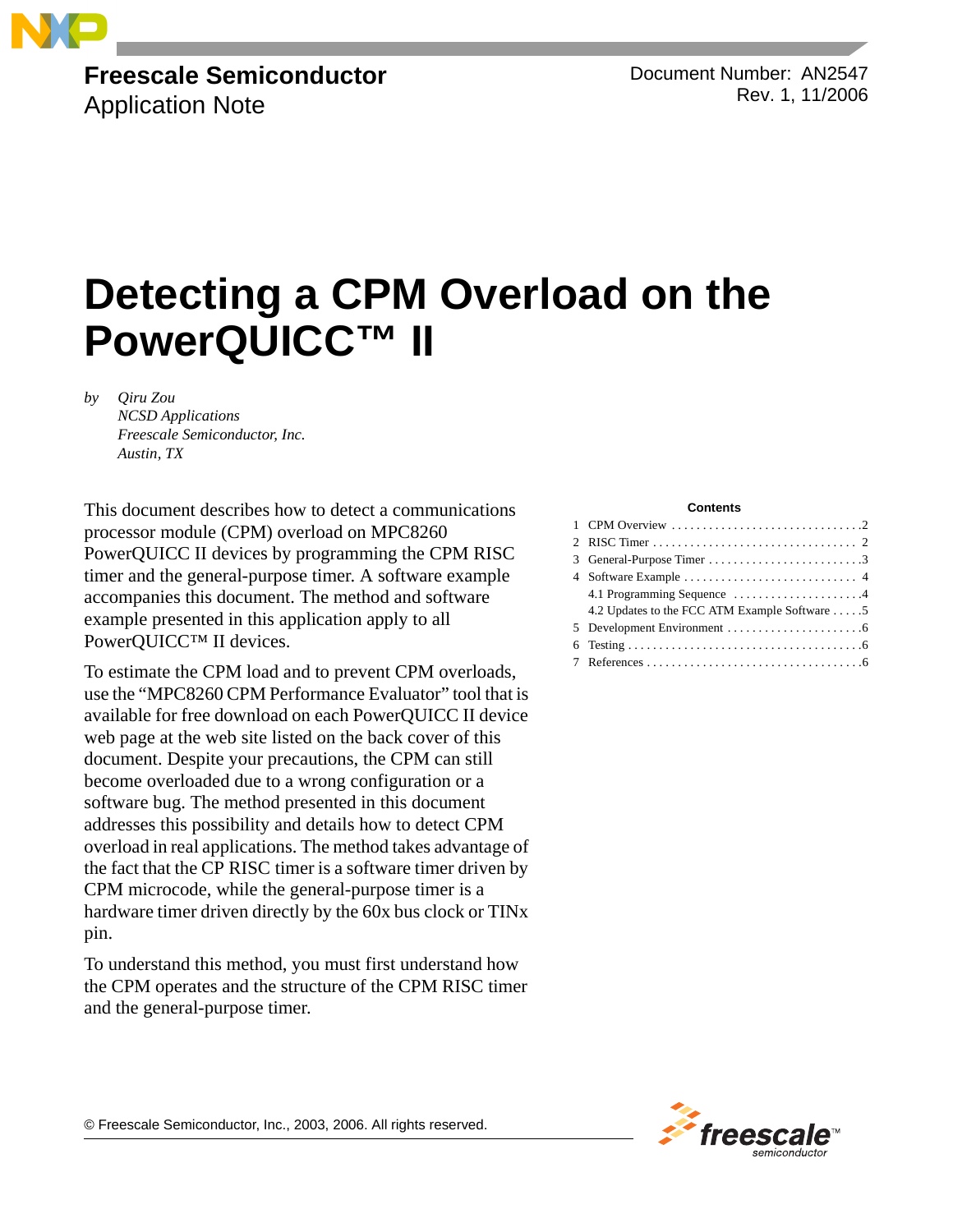Freescale Semiconductor
Application Note

Document Number: AN2547
Rev. 1, 11/2006

# Detecting a CPM Overload on the PowerQUICC™ II

*by Qiru Zou*
*NCSD Applications*
*Freescale Semiconductor, Inc.*
*Austin, TX*

This document describes how to detect a communications processor module (CPM) overload on MPC8260 PowerQUICC II devices by programming the CPM RISC timer and the general-purpose timer. A software example accompanies this document. The method and software example presented in this application apply to all PowerQUICC™ II devices.

To estimate the CPM load and to prevent CPM overloads, use the "MPC8260 CPM Performance Evaluator" tool that is available for free download on each PowerQUICC II device web page at the web site listed on the back cover of this document. Despite your precautions, the CPM can still become overloaded due to a wrong configuration or a software bug. The method presented in this document addresses this possibility and details how to detect CPM overload in real applications. The method takes advantage of the fact that the CP RISC timer is a software timer driven by CPM microcode, while the general-purpose timer is a hardware timer driven directly by the 60x bus clock or TINx pin.

To understand this method, you must first understand how the CPM operates and the structure of the CPM RISC timer and the general-purpose timer.

**Contents**

1 CPM Overview . . . . . . . . . . . . . . . . . . . . . . . . . . . . . . 2
2 RISC Timer . . . . . . . . . . . . . . . . . . . . . . . . . . . . . . . . 2
3 General-Purpose Timer . . . . . . . . . . . . . . . . . . . . . . . . 3
4 Software Example . . . . . . . . . . . . . . . . . . . . . . . . . . . 4
  4.1 Programming Sequence . . . . . . . . . . . . . . . . . . . . 4
  4.2 Updates to the FCC ATM Example Software . . . . . 5
5 Development Environment . . . . . . . . . . . . . . . . . . . . . 6
6 Testing . . . . . . . . . . . . . . . . . . . . . . . . . . . . . . . . . . . . 6
7 References . . . . . . . . . . . . . . . . . . . . . . . . . . . . . . . . . 6

© Freescale Semiconductor, Inc., 2003, 2006. All rights reserved.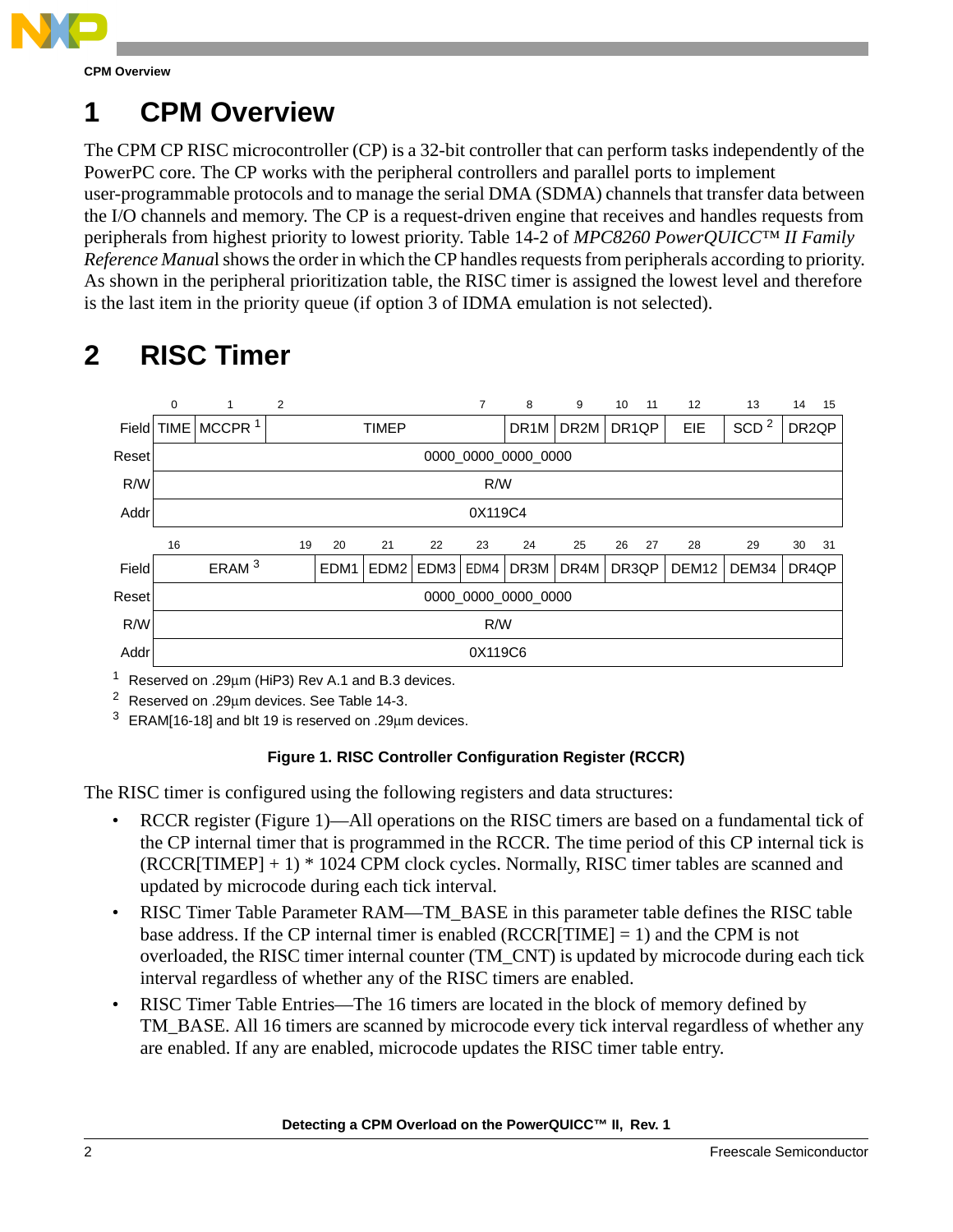# 1 CPM Overview

The CPM CP RISC microcontroller (CP) is a 32-bit controller that can perform tasks independently of the PowerPC core. The CP works with the peripheral controllers and parallel ports to implement user-programmable protocols and to manage the serial DMA (SDMA) channels that transfer data between the I/O channels and memory. The CP is a request-driven engine that receives and handles requests from peripherals from highest priority to lowest priority. Table 14-2 of *MPC8260 PowerQUICC™ II Family Reference Manual* shows the order in which the CP handles requests from peripherals according to priority. As shown in the peripheral prioritization table, the RISC timer is assigned the lowest level and therefore is the last item in the priority queue (if option 3 of IDMA emulation is not selected).

# 2 RISC Timer

| Bits | 0 | 1 | 2–7 | 8 | 9 | 10–11 | 12 | 13 | 14–15 |
|---|---|---|---|---|---|---|---|---|---|
| Field | TIME | MCCPR [1] | TIMEP | DR1M | DR2M | DR1QP | EIE | SCD [2] | DR2QP |
| Reset | 0000_0000_0000_0000 | | | | | | | | |
| R/W | R/W | | | | | | | | |
| Addr | 0X119C4 | | | | | | | | |

| Bits | 16–19 | 20 | 21 | 22 | 23 | 24 | 25 | 26–27 | 28 | 29 | 30–31 |
|---|---|---|---|---|---|---|---|---|---|---|---|
| Field | ERAM [3] | EDM1 | EDM2 | EDM3 | EDM4 | DR3M | DR4M | DR3QP | DEM12 | DEM34 | DR4QP |
| Reset | 0000_0000_0000_0000 | | | | | | | | | | |
| R/W | R/W | | | | | | | | | | |
| Addr | 0X119C6 | | | | | | | | | | |

[1] Reserved on .29µm (HiP3) Rev A.1 and B.3 devices.

[2] Reserved on .29µm devices. See Table 14-3.

[3] ERAM[16-18] and blt 19 is reserved on .29µm devices.

**Figure 1. RISC Controller Configuration Register (RCCR)**

The RISC timer is configured using the following registers and data structures:

- RCCR register (Figure 1)—All operations on the RISC timers are based on a fundamental tick of the CP internal timer that is programmed in the RCCR. The time period of this CP internal tick is (RCCR[TIMEP] + 1) * 1024 CPM clock cycles. Normally, RISC timer tables are scanned and updated by microcode during each tick interval.
- RISC Timer Table Parameter RAM—TM_BASE in this parameter table defines the RISC table base address. If the CP internal timer is enabled (RCCR[TIME] = 1) and the CPM is not overloaded, the RISC timer internal counter (TM_CNT) is updated by microcode during each tick interval regardless of whether any of the RISC timers are enabled.
- RISC Timer Table Entries—The 16 timers are located in the block of memory defined by TM_BASE. All 16 timers are scanned by microcode every tick interval regardless of whether any are enabled. If any are enabled, microcode updates the RISC timer table entry.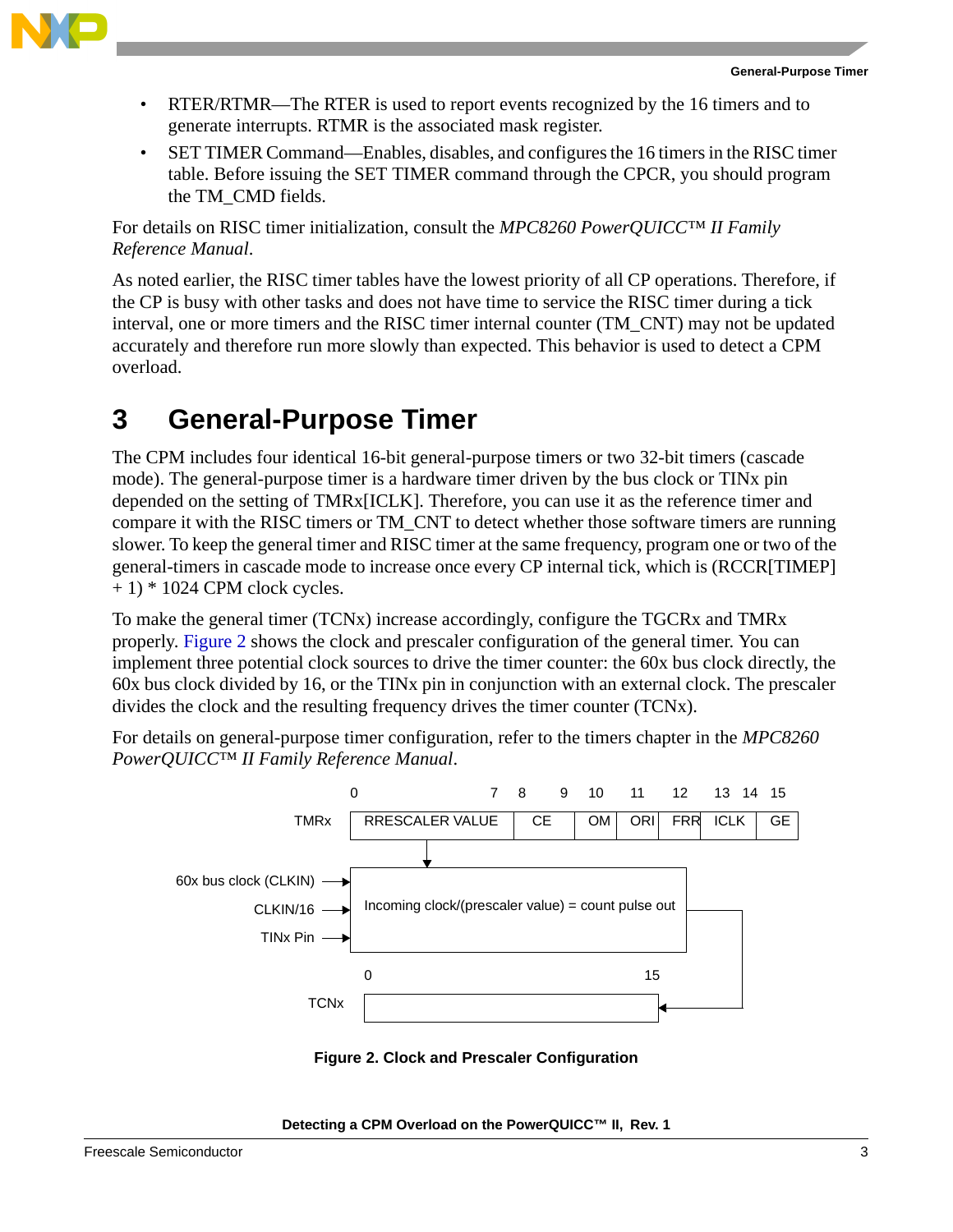- RTER/RTMR—The RTER is used to report events recognized by the 16 timers and to generate interrupts. RTMR is the associated mask register.
- SET TIMER Command—Enables, disables, and configures the 16 timers in the RISC timer table. Before issuing the SET TIMER command through the CPCR, you should program the TM_CMD fields.

For details on RISC timer initialization, consult the *MPC8260 PowerQUICC™ II Family Reference Manual*.

As noted earlier, the RISC timer tables have the lowest priority of all CP operations. Therefore, if the CP is busy with other tasks and does not have time to service the RISC timer during a tick interval, one or more timers and the RISC timer internal counter (TM_CNT) may not be updated accurately and therefore run more slowly than expected. This behavior is used to detect a CPM overload.

# 3 General-Purpose Timer

The CPM includes four identical 16-bit general-purpose timers or two 32-bit timers (cascade mode). The general-purpose timer is a hardware timer driven by the bus clock or TINx pin depended on the setting of TMRx[ICLK]. Therefore, you can use it as the reference timer and compare it with the RISC timers or TM_CNT to detect whether those software timers are running slower. To keep the general timer and RISC timer at the same frequency, program one or two of the general-timers in cascade mode to increase once every CP internal tick, which is (RCCR[TIMEP] + 1) * 1024 CPM clock cycles.

To make the general timer (TCNx) increase accordingly, configure the TGCRx and TMRx properly. Figure 2 shows the clock and prescaler configuration of the general timer. You can implement three potential clock sources to drive the timer counter: the 60x bus clock directly, the 60x bus clock divided by 16, or the TINx pin in conjunction with an external clock. The prescaler divides the clock and the resulting frequency drives the timer counter (TCNx).

For details on general-purpose timer configuration, refer to the timers chapter in the *MPC8260 PowerQUICC™ II Family Reference Manual*.

TMRx register fields:

| 0–7 | 8–9 | 10 | 11 | 12 | 13–14 | 15 |
|---|---|---|---|---|---|---|
| RRESCALER VALUE | CE | OM | ORI | FRR | ICLK | GE |

Inputs: 60x bus clock (CLKIN), CLKIN/16, TINx Pin → Incoming clock/(prescaler value) = count pulse out → TCNx (bits 0–15)

**Figure 2. Clock and Prescaler Configuration**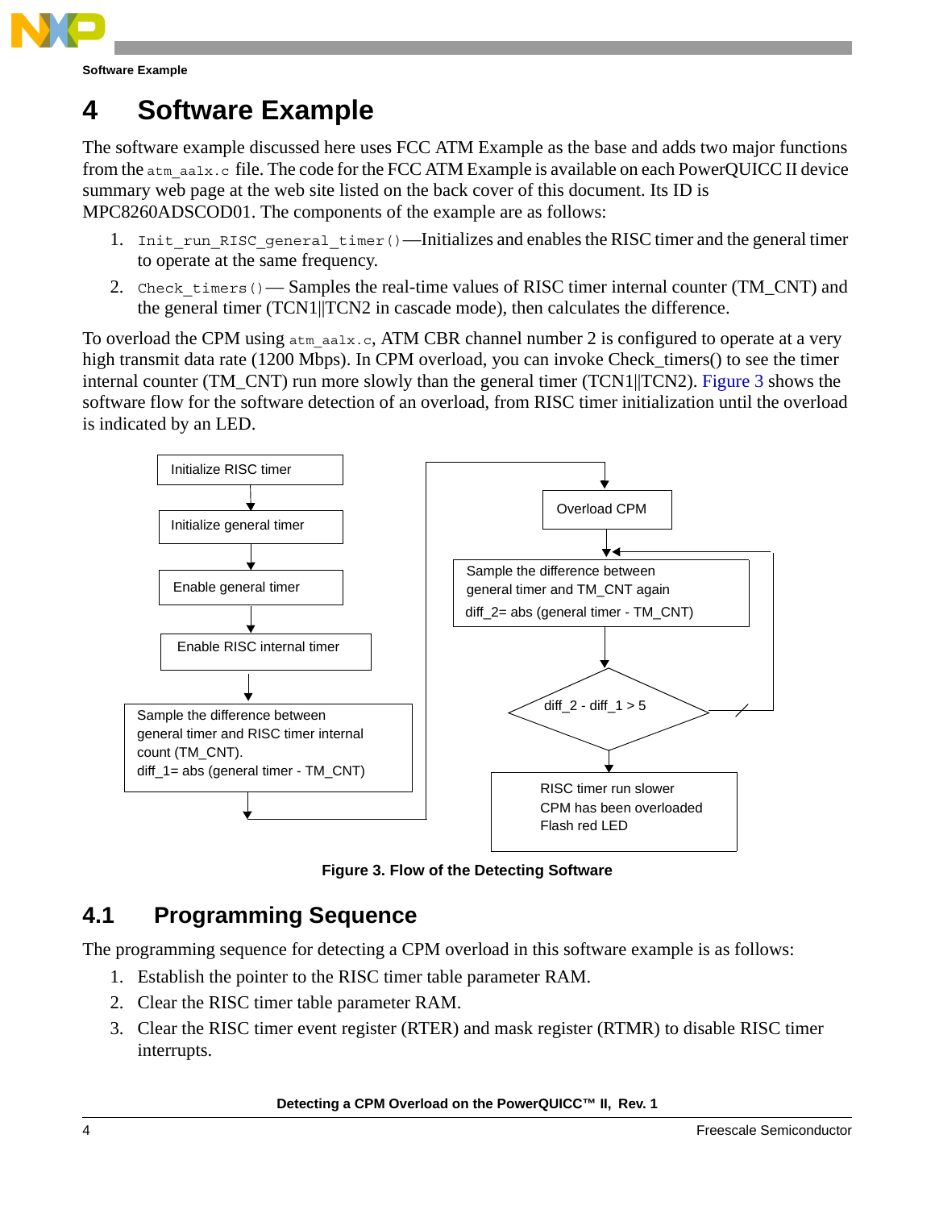# 4 Software Example

The software example discussed here uses FCC ATM Example as the base and adds two major functions from the `atm_aalx.c` file. The code for the FCC ATM Example is available on each PowerQUICC II device summary web page at the web site listed on the back cover of this document. Its ID is MPC8260ADSCOD01. The components of the example are as follows:

1. `Init_run_RISC_general_timer()`—Initializes and enables the RISC timer and the general timer to operate at the same frequency.
2. `Check_timers()`— Samples the real-time values of RISC timer internal counter (TM_CNT) and the general timer (TCN1||TCN2 in cascade mode), then calculates the difference.

To overload the CPM using `atm_aalx.c`, ATM CBR channel number 2 is configured to operate at a very high transmit data rate (1200 Mbps). In CPM overload, you can invoke Check_timers() to see the timer internal counter (TM_CNT) run more slowly than the general timer (TCN1||TCN2). Figure 3 shows the software flow for the software detection of an overload, from RISC timer initialization until the overload is indicated by an LED.

Initialize RISC timer → Initialize general timer → Enable general timer → Enable RISC internal timer → Sample the difference between general timer and RISC timer internal count (TM_CNT). diff_1= abs (general timer - TM_CNT) → Overload CPM → Sample the difference between general timer and TM_CNT again diff_2= abs (general timer - TM_CNT) → diff_2 - diff_1 > 5 (if not, loop back to sample again) → RISC timer run slower CPM has been overloaded Flash red LED

**Figure 3. Flow of the Detecting Software**

## 4.1 Programming Sequence

The programming sequence for detecting a CPM overload in this software example is as follows:

1. Establish the pointer to the RISC timer table parameter RAM.
2. Clear the RISC timer table parameter RAM.
3. Clear the RISC timer event register (RTER) and mask register (RTMR) to disable RISC timer interrupts.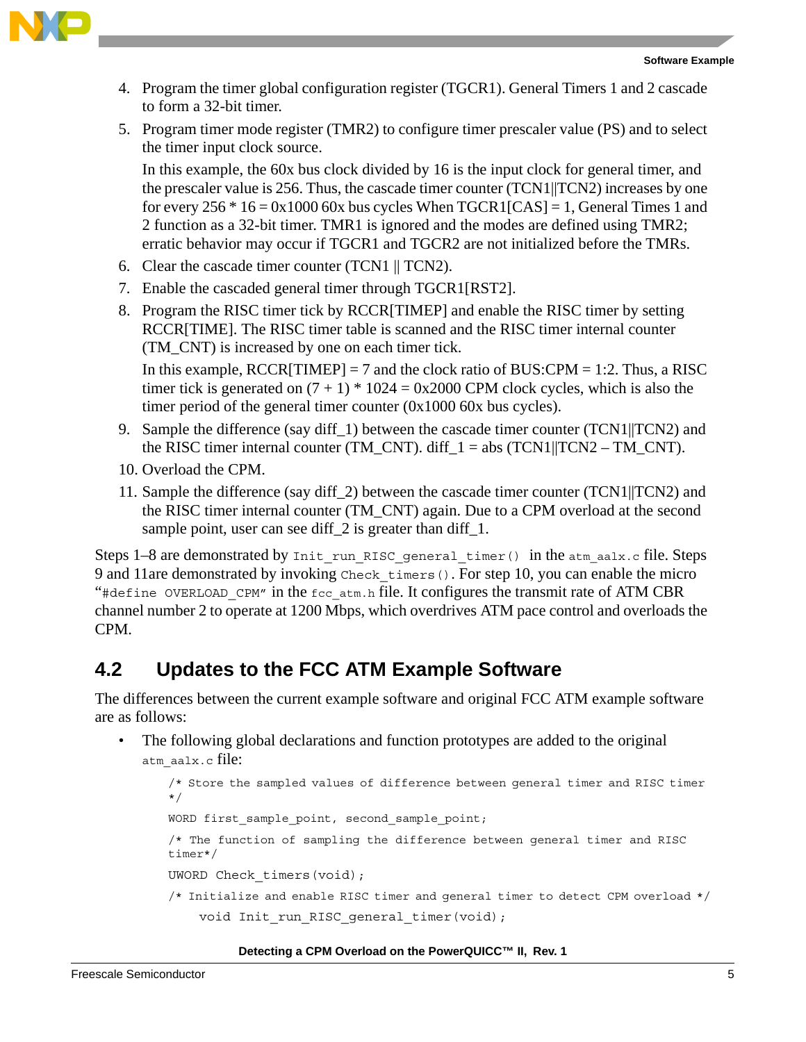4. Program the timer global configuration register (TGCR1). General Timers 1 and 2 cascade to form a 32-bit timer.
5. Program timer mode register (TMR2) to configure timer prescaler value (PS) and to select the timer input clock source.

   In this example, the 60x bus clock divided by 16 is the input clock for general timer, and the prescaler value is 256. Thus, the cascade timer counter (TCN1||TCN2) increases by one for every 256 * 16 = 0x1000 60x bus cycles When TGCR1[CAS] = 1, General Times 1 and 2 function as a 32-bit timer. TMR1 is ignored and the modes are defined using TMR2; erratic behavior may occur if TGCR1 and TGCR2 are not initialized before the TMRs.
6. Clear the cascade timer counter (TCN1 || TCN2).
7. Enable the cascaded general timer through TGCR1[RST2].
8. Program the RISC timer tick by RCCR[TIMEP] and enable the RISC timer by setting RCCR[TIME]. The RISC timer table is scanned and the RISC timer internal counter (TM_CNT) is increased by one on each timer tick.

   In this example, RCCR[TIMEP] = 7 and the clock ratio of BUS:CPM = 1:2. Thus, a RISC timer tick is generated on (7 + 1) * 1024 = 0x2000 CPM clock cycles, which is also the timer period of the general timer counter (0x1000 60x bus cycles).
9. Sample the difference (say diff_1) between the cascade timer counter (TCN1||TCN2) and the RISC timer internal counter (TM_CNT). diff_1 = abs (TCN1||TCN2 – TM_CNT).
10. Overload the CPM.
11. Sample the difference (say diff_2) between the cascade timer counter (TCN1||TCN2) and the RISC timer internal counter (TM_CNT) again. Due to a CPM overload at the second sample point, user can see diff_2 is greater than diff_1.

Steps 1–8 are demonstrated by `Init_run_RISC_general_timer()` in the `atm_aalx.c` file. Steps 9 and 11are demonstrated by invoking `Check_timers()`. For step 10, you can enable the micro "`#define OVERLOAD_CPM`" in the `fcc_atm.h` file. It configures the transmit rate of ATM CBR channel number 2 to operate at 1200 Mbps, which overdrives ATM pace control and overloads the CPM.

## 4.2 Updates to the FCC ATM Example Software

The differences between the current example software and original FCC ATM example software are as follows:

- The following global declarations and function prototypes are added to the original `atm_aalx.c` file:

```
/* Store the sampled values of difference between general timer and RISC timer
*/
WORD first_sample_point, second_sample_point;
/* The function of sampling the difference between general timer and RISC
timer*/
UWORD Check_timers(void);
/* Initialize and enable RISC timer and general timer to detect CPM overload */
    void Init_run_RISC_general_timer(void);
```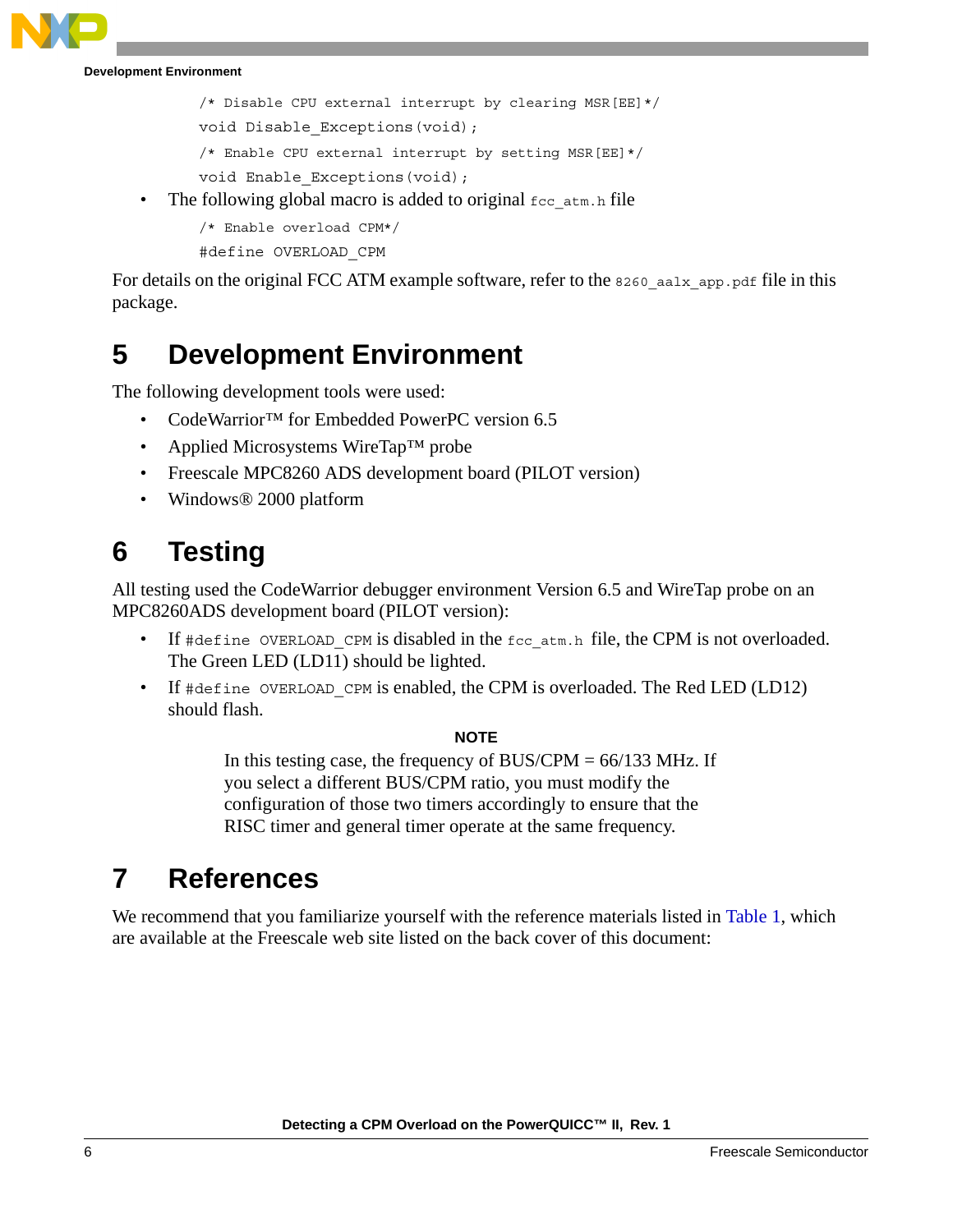```
/* Disable CPU external interrupt by clearing MSR[EE]*/
void Disable_Exceptions(void);
/* Enable CPU external interrupt by setting MSR[EE]*/
void Enable_Exceptions(void);
```

- The following global macro is added to original `fcc_atm.h` file

```
/* Enable overload CPM*/
#define OVERLOAD_CPM
```

For details on the original FCC ATM example software, refer to the `8260_aalx_app.pdf` file in this package.

# 5 Development Environment

The following development tools were used:

- CodeWarrior™ for Embedded PowerPC version 6.5
- Applied Microsystems WireTap™ probe
- Freescale MPC8260 ADS development board (PILOT version)
- Windows® 2000 platform

# 6 Testing

All testing used the CodeWarrior debugger environment Version 6.5 and WireTap probe on an MPC8260ADS development board (PILOT version):

- If `#define OVERLOAD_CPM` is disabled in the `fcc_atm.h` file, the CPM is not overloaded. The Green LED (LD11) should be lighted.
- If `#define OVERLOAD_CPM` is enabled, the CPM is overloaded. The Red LED (LD12) should flash.

**NOTE**

In this testing case, the frequency of BUS/CPM = 66/133 MHz. If you select a different BUS/CPM ratio, you must modify the configuration of those two timers accordingly to ensure that the RISC timer and general timer operate at the same frequency.

# 7 References

We recommend that you familiarize yourself with the reference materials listed in Table 1, which are available at the Freescale web site listed on the back cover of this document: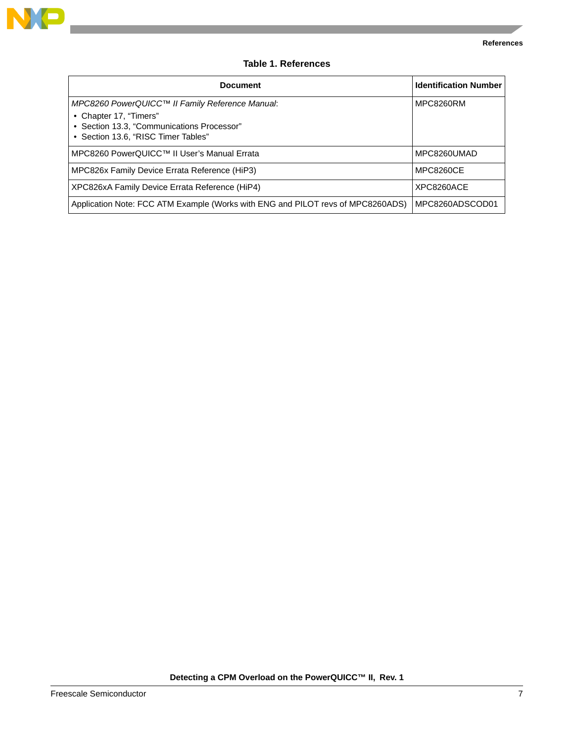**Table 1. References**

| Document | Identification Number |
|---|---|
| *MPC8260 PowerQUICC™ II Family Reference Manual*:<br>• Chapter 17, "Timers"<br>• Section 13.3, "Communications Processor"<br>• Section 13.6, "RISC Timer Tables" | MPC8260RM |
| MPC8260 PowerQUICC™ II User's Manual Errata | MPC8260UMAD |
| MPC826x Family Device Errata Reference (HiP3) | MPC8260CE |
| XPC826xA Family Device Errata Reference (HiP4) | XPC8260ACE |
| Application Note: FCC ATM Example (Works with ENG and PILOT revs of MPC8260ADS) | MPC8260ADSCOD01 |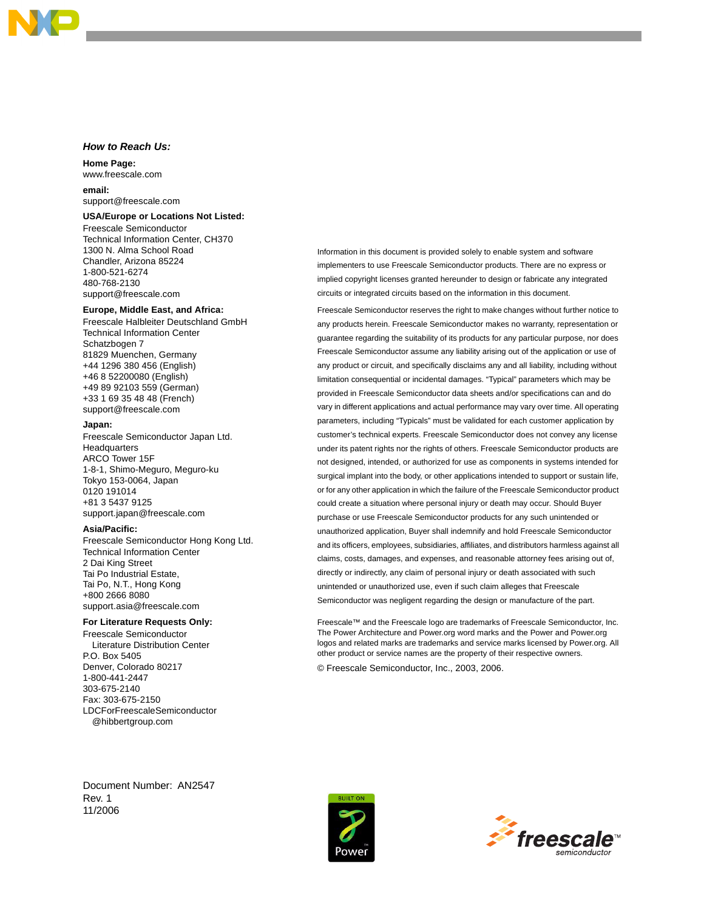*How to Reach Us:*

**Home Page:**
www.freescale.com

**email:**
support@freescale.com

**USA/Europe or Locations Not Listed:**
Freescale Semiconductor
Technical Information Center, CH370
1300 N. Alma School Road
Chandler, Arizona 85224
1-800-521-6274
480-768-2130
support@freescale.com

**Europe, Middle East, and Africa:**
Freescale Halbleiter Deutschland GmbH
Technical Information Center
Schatzbogen 7
81829 Muenchen, Germany
+44 1296 380 456 (English)
+46 8 52200080 (English)
+49 89 92103 559 (German)
+33 1 69 35 48 48 (French)
support@freescale.com

**Japan:**
Freescale Semiconductor Japan Ltd.
Headquarters
ARCO Tower 15F
1-8-1, Shimo-Meguro, Meguro-ku
Tokyo 153-0064, Japan
0120 191014
+81 3 5437 9125
support.japan@freescale.com

**Asia/Pacific:**
Freescale Semiconductor Hong Kong Ltd.
Technical Information Center
2 Dai King Street
Tai Po Industrial Estate,
Tai Po, N.T., Hong Kong
+800 2666 8080
support.asia@freescale.com

**For Literature Requests Only:**
Freescale Semiconductor
Literature Distribution Center
P.O. Box 5405
Denver, Colorado 80217
1-800-441-2447
303-675-2140
Fax: 303-675-2150
LDCForFreescaleSemiconductor
@hibbertgroup.com

Information in this document is provided solely to enable system and software implementers to use Freescale Semiconductor products. There are no express or implied copyright licenses granted hereunder to design or fabricate any integrated circuits or integrated circuits based on the information in this document.

Freescale Semiconductor reserves the right to make changes without further notice to any products herein. Freescale Semiconductor makes no warranty, representation or guarantee regarding the suitability of its products for any particular purpose, nor does Freescale Semiconductor assume any liability arising out of the application or use of any product or circuit, and specifically disclaims any and all liability, including without limitation consequential or incidental damages. "Typical" parameters which may be provided in Freescale Semiconductor data sheets and/or specifications can and do vary in different applications and actual performance may vary over time. All operating parameters, including "Typicals" must be validated for each customer application by customer's technical experts. Freescale Semiconductor does not convey any license under its patent rights nor the rights of others. Freescale Semiconductor products are not designed, intended, or authorized for use as components in systems intended for surgical implant into the body, or other applications intended to support or sustain life, or for any other application in which the failure of the Freescale Semiconductor product could create a situation where personal injury or death may occur. Should Buyer purchase or use Freescale Semiconductor products for any such unintended or unauthorized application, Buyer shall indemnify and hold Freescale Semiconductor and its officers, employees, subsidiaries, affiliates, and distributors harmless against all claims, costs, damages, and expenses, and reasonable attorney fees arising out of, directly or indirectly, any claim of personal injury or death associated with such unintended or unauthorized use, even if such claim alleges that Freescale Semiconductor was negligent regarding the design or manufacture of the part.

Freescale™ and the Freescale logo are trademarks of Freescale Semiconductor, Inc. The Power Architecture and Power.org word marks and the Power and Power.org logos and related marks are trademarks and service marks licensed by Power.org. All other product or service names are the property of their respective owners.

© Freescale Semiconductor, Inc., 2003, 2006.

Document Number: AN2547
Rev. 1
11/2006